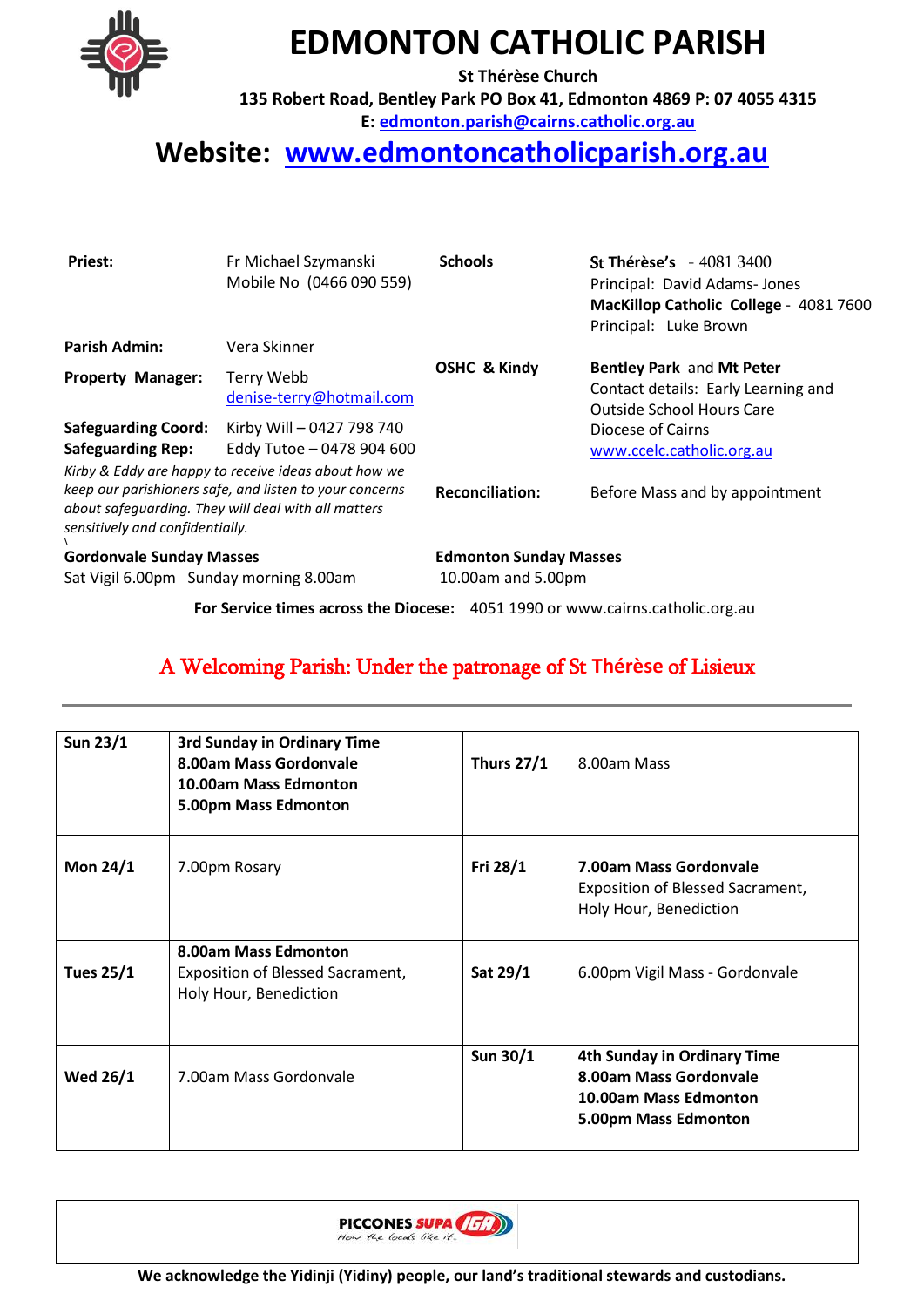# EDMONTON CATHOLIC PARISH

**St Thérèse Church**
**135 Robert Road, Bentley Park PO Box 41, Edmonton 4869 P: 07 4055 4315**
**E: edmonton.parish@cairns.catholic.org.au**

## Website: www.edmontoncatholicparish.org.au

**Priest:** Fr Michael Szymanski, Mobile No (0466 090 559)

**Parish Admin:** Vera Skinner

**Property Manager:** Terry Webb, denise-terry@hotmail.com

**Safeguarding Coord:** Kirby Will – 0427 798 740

**Safeguarding Rep:** Eddy Tutoe – 0478 904 600

*Kirby & Eddy are happy to receive ideas about how we keep our parishioners safe, and listen to your concerns about safeguarding. They will deal with all matters sensitively and confidentially.*

**Schools**
**St Thérèse's** - 4081 3400, Principal: David Adams- Jones
**MacKillop Catholic College** - 4081 7600, Principal: Luke Brown

**OSHC & Kindy**
**Bentley Park** and **Mt Peter**, Contact details: Early Learning and Outside School Hours Care Diocese of Cairns, www.ccelc.catholic.org.au

**Reconciliation:** Before Mass and by appointment

**Gordonvale Sunday Masses**
Sat Vigil 6.00pm Sunday morning 8.00am

**Edmonton Sunday Masses**
10.00am and 5.00pm

**For Service times across the Diocese:** 4051 1990 or www.cairns.catholic.org.au

## A Welcoming Parish: Under the patronage of St Thérèse of Lisieux

| | | | |
|---|---|---|---|
| **Sun 23/1** | **3rd Sunday in Ordinary Time**<br>**8.00am Mass Gordonvale**<br>**10.00am Mass Edmonton**<br>**5.00pm Mass Edmonton** | **Thurs 27/1** | 8.00am Mass |
| **Mon 24/1** | 7.00pm Rosary | **Fri 28/1** | **7.00am Mass Gordonvale**<br>Exposition of Blessed Sacrament, Holy Hour, Benediction |
| **Tues 25/1** | **8.00am Mass Edmonton**<br>Exposition of Blessed Sacrament, Holy Hour, Benediction | **Sat 29/1** | 6.00pm Vigil Mass - Gordonvale |
| **Wed 26/1** | 7.00am Mass Gordonvale | **Sun 30/1** | **4th Sunday in Ordinary Time**<br>**8.00am Mass Gordonvale**<br>**10.00am Mass Edmonton**<br>**5.00pm Mass Edmonton** |

PICCONES SUPA IGA – How the locals like it

**We acknowledge the Yidinji (Yidiny) people, our land's traditional stewards and custodians.**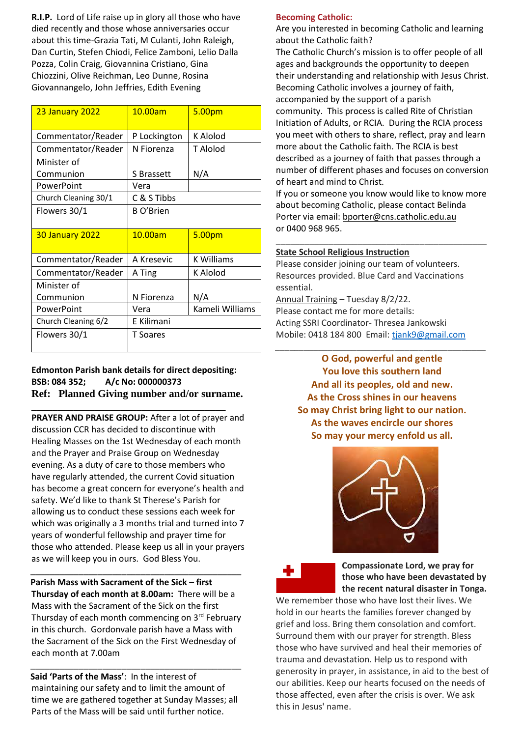**R.I.P.** Lord of Life raise up in glory all those who have died recently and those whose anniversaries occur about this time-Grazia Tati, M Culanti, John Raleigh, Dan Curtin, Stefen Chiodi, Felice Zamboni, Lelio Dalla Pozza, Colin Craig, Giovannina Cristiano, Gina Chiozzini, Olive Reichman, Leo Dunne, Rosina Giovannangelo, John Jeffries, Edith Evening

| 23 January 2022 | 10.00am | 5.00pm |
|---|---|---|
| Commentator/Reader | P Lockington | K Alolod |
| Commentator/Reader | N Fiorenza | T Alolod |
| Minister of Communion | S Brassett | N/A |
| PowerPoint | Vera | |
| Church Cleaning 30/1 | C & S Tibbs | |
| Flowers 30/1 | B O'Brien | |
| **30 January 2022** | **10.00am** | **5.00pm** |
| Commentator/Reader | A Kresevic | K Williams |
| Commentator/Reader | A Ting | K Alolod |
| Minister of Communion | N Fiorenza | N/A |
| PowerPoint | Vera | Kameli Williams |
| Church Cleaning 6/2 | E Kilimani | |
| Flowers 30/1 | T Soares | |

**Edmonton Parish bank details for direct depositing:**
**BSB: 084 352; A/c No: 000000373**
**Ref: Planned Giving number and/or surname.**

---

**PRAYER AND PRAISE GROUP:** After a lot of prayer and discussion CCR has decided to discontinue with Healing Masses on the 1st Wednesday of each month and the Prayer and Praise Group on Wednesday evening. As a duty of care to those members who have regularly attended, the current Covid situation has become a great concern for everyone's health and safety. We'd like to thank St Therese's Parish for allowing us to conduct these sessions each week for which was originally a 3 months trial and turned into 7 years of wonderful fellowship and prayer time for those who attended. Please keep us all in your prayers as we will keep you in ours. God Bless You.

---

**Parish Mass with Sacrament of the Sick – first Thursday of each month at 8.00am:** There will be a Mass with the Sacrament of the Sick on the first Thursday of each month commencing on 3rd February in this church. Gordonvale parish have a Mass with the Sacrament of the Sick on the First Wednesday of each month at 7.00am

---

**Said 'Parts of the Mass'**: In the interest of maintaining our safety and to limit the amount of time we are gathered together at Sunday Masses; all Parts of the Mass will be said until further notice.

**Becoming Catholic:**

Are you interested in becoming Catholic and learning about the Catholic faith?

The Catholic Church's mission is to offer people of all ages and backgrounds the opportunity to deepen their understanding and relationship with Jesus Christ. Becoming Catholic involves a journey of faith, accompanied by the support of a parish community. This process is called Rite of Christian Initiation of Adults, or RCIA. During the RCIA process you meet with others to share, reflect, pray and learn more about the Catholic faith. The RCIA is best described as a journey of faith that passes through a number of different phases and focuses on conversion of heart and mind to Christ.

If you or someone you know would like to know more about becoming Catholic, please contact Belinda Porter via email: bporter@cns.catholic.edu.au or 0400 968 965.

---

**State School Religious Instruction**

Please consider joining our team of volunteers. Resources provided. Blue Card and Vaccinations essential.

Annual Training – Tuesday 8/2/22.

Please contact me for more details:

Acting SSRI Coordinator- Thresea Jankowski

Mobile: 0418 184 800 Email: tjank9@gmail.com

---

**O God, powerful and gentle**
**You love this southern land**
**And all its peoples, old and new.**
**As the Cross shines in our heavens**
**So may Christ bring light to our nation.**
**As the waves encircle our shores**
**So may your mercy enfold us all.**

**Compassionate Lord, we pray for those who have been devastated by the recent natural disaster in Tonga.**

We remember those who have lost their lives. We hold in our hearts the families forever changed by grief and loss. Bring them consolation and comfort. Surround them with our prayer for strength. Bless those who have survived and heal their memories of trauma and devastation. Help us to respond with generosity in prayer, in assistance, in aid to the best of our abilities. Keep our hearts focused on the needs of those affected, even after the crisis is over. We ask this in Jesus' name.